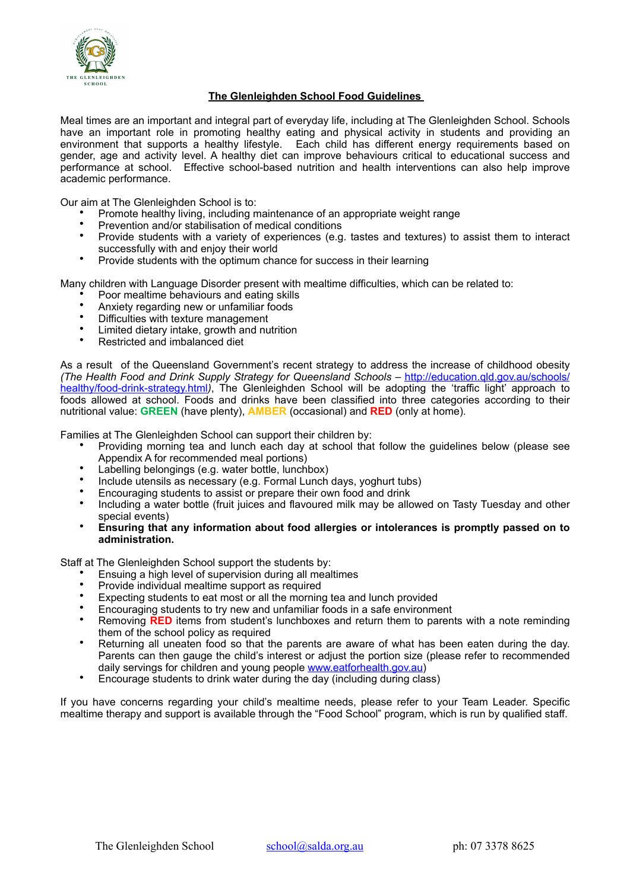# The Glenleighden School Food Guidelines

Meal times are an important and integral part of everyday life, including at The Glenleighden School. Schools have an important role in promoting healthy eating and physical activity in students and providing an environment that supports a healthy lifestyle. Each child has different energy requirements based on gender, age and activity level. A healthy diet can improve behaviours critical to educational success and performance at school. Effective school-based nutrition and health interventions can also help improve academic performance.

Our aim at The Glenleighden School is to:

- Promote healthy living, including maintenance of an appropriate weight range
- Prevention and/or stabilisation of medical conditions
- Provide students with a variety of experiences (e.g. tastes and textures) to assist them to interact successfully with and enjoy their world
- Provide students with the optimum chance for success in their learning

Many children with Language Disorder present with mealtime difficulties, which can be related to:

- Poor mealtime behaviours and eating skills
- Anxiety regarding new or unfamiliar foods
- Difficulties with texture management
- Limited dietary intake, growth and nutrition
- Restricted and imbalanced diet

As a result of the Queensland Government's recent strategy to address the increase of childhood obesity *(The Health Food and Drink Supply Strategy for Queensland Schools* – http://education.qld.gov.au/schools/healthy/food-drink-strategy.html*)*, The Glenleighden School will be adopting the 'traffic light' approach to foods allowed at school. Foods and drinks have been classified into three categories according to their nutritional value: **GREEN** (have plenty), **AMBER** (occasional) and **RED** (only at home).

Families at The Glenleighden School can support their children by:

- Providing morning tea and lunch each day at school that follow the guidelines below (please see Appendix A for recommended meal portions)
- Labelling belongings (e.g. water bottle, lunchbox)
- Include utensils as necessary (e.g. Formal Lunch days, yoghurt tubs)
- Encouraging students to assist or prepare their own food and drink
- Including a water bottle (fruit juices and flavoured milk may be allowed on Tasty Tuesday and other special events)
- **Ensuring that any information about food allergies or intolerances is promptly passed on to administration.**

Staff at The Glenleighden School support the students by:

- Ensuing a high level of supervision during all mealtimes
- Provide individual mealtime support as required
- Expecting students to eat most or all the morning tea and lunch provided
- Encouraging students to try new and unfamiliar foods in a safe environment
- Removing **RED** items from student's lunchboxes and return them to parents with a note reminding them of the school policy as required
- Returning all uneaten food so that the parents are aware of what has been eaten during the day. Parents can then gauge the child's interest or adjust the portion size (please refer to recommended daily servings for children and young people www.eatforhealth.gov.au)
- Encourage students to drink water during the day (including during class)

If you have concerns regarding your child's mealtime needs, please refer to your Team Leader. Specific mealtime therapy and support is available through the "Food School" program, which is run by qualified staff.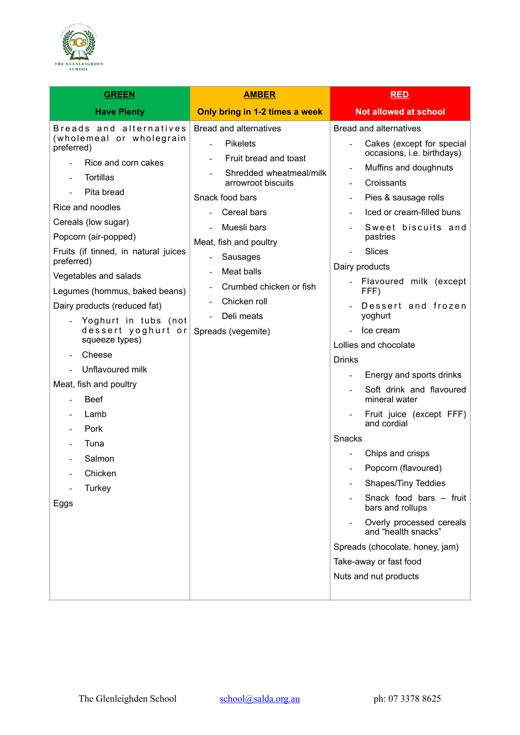| **GREEN**<br>**Have Plenty** | **AMBER**<br>**Only bring in 1-2 times a week** | **RED**<br>**Not allowed at school** |
|---|---|---|
| Breads and alternatives (wholemeal or wholegrain preferred)<br>- Rice and corn cakes<br>- Tortillas<br>- Pita bread<br>Rice and noodles<br>Cereals (low sugar)<br>Popcorn (air-popped)<br>Fruits (if tinned, in natural juices preferred)<br>Vegetables and salads<br>Legumes (hommus, baked beans)<br>Dairy products (reduced fat)<br>- Yoghurt in tubs (not dessert yoghurt or squeeze types)<br>- Cheese<br>- Unflavoured milk<br>Meat, fish and poultry<br>- Beef<br>- Lamb<br>- Pork<br>- Tuna<br>- Salmon<br>- Chicken<br>- Turkey<br>Eggs | Bread and alternatives<br>- Pikelets<br>- Fruit bread and toast<br>- Shredded wheatmeal/milk arrowroot biscuits<br>Snack food bars<br>- Cereal bars<br>- Muesli bars<br>Meat, fish and poultry<br>- Sausages<br>- Meat balls<br>- Crumbed chicken or fish<br>- Chicken roll<br>- Deli meats<br>Spreads (vegemite) | Bread and alternatives<br>- Cakes (except for special occasions, i.e. birthdays)<br>- Muffins and doughnuts<br>- Croissants<br>- Pies & sausage rolls<br>- Iced or cream-filled buns<br>- Sweet biscuits and pastries<br>- Slices<br>Dairy products<br>- Flavoured milk (except FFF)<br>- Dessert and frozen yoghurt<br>- Ice cream<br>Lollies and chocolate<br>Drinks<br>- Energy and sports drinks<br>- Soft drink and flavoured mineral water<br>- Fruit juice (except FFF) and cordial<br>Snacks<br>- Chips and crisps<br>- Popcorn (flavoured)<br>- Shapes/Tiny Teddies<br>- Snack food bars – fruit bars and rollups<br>- Overly processed cereals and "health snacks"<br>Spreads (chocolate, honey, jam)<br>Take-away or fast food<br>Nuts and nut products |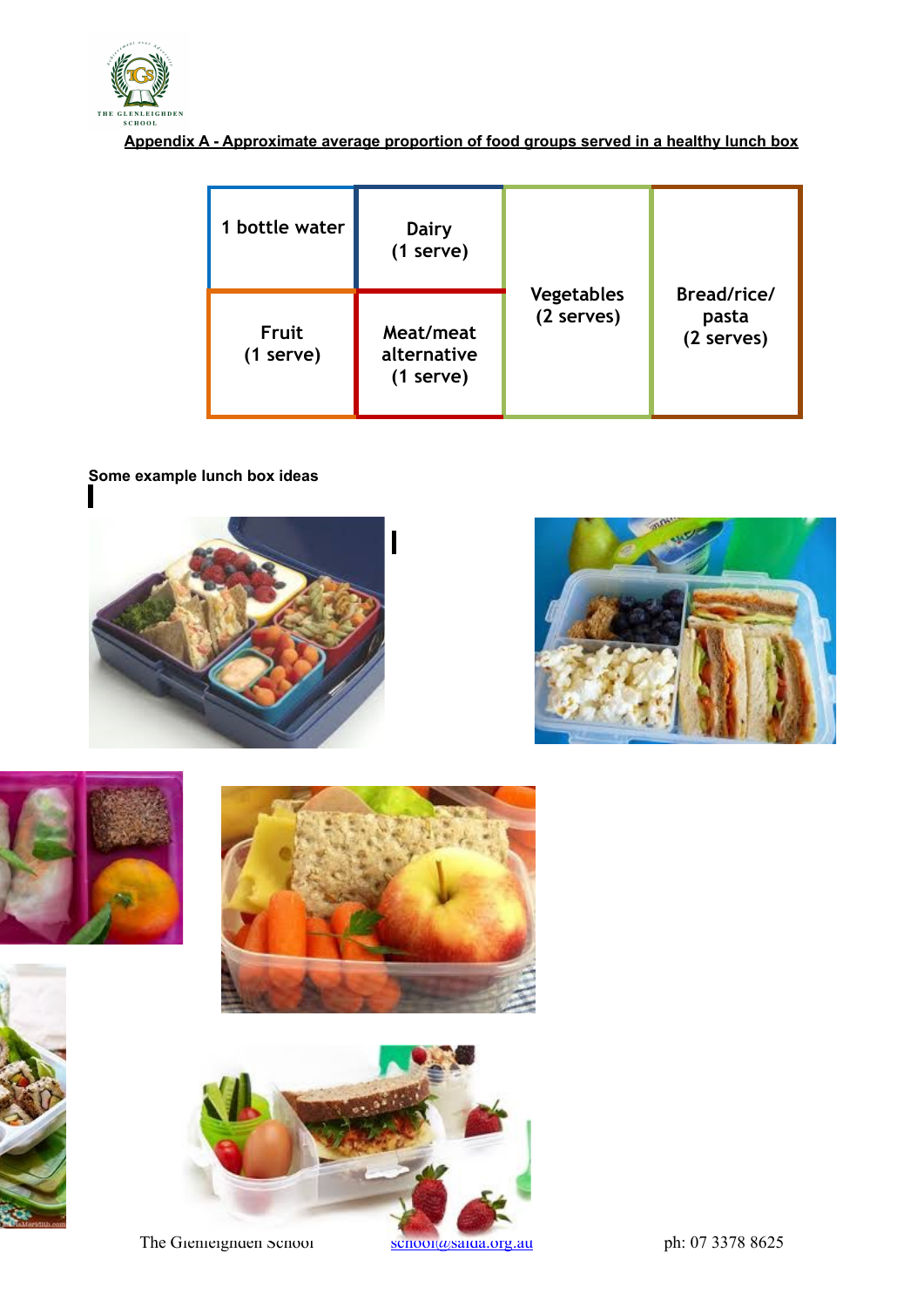## Appendix A - Approximate average proportion of food groups served in a healthy lunch box

| | | | |
|---|---|---|---|
| 1 bottle water | Dairy (1 serve) | Vegetables (2 serves) | Bread/rice/ pasta (2 serves) |
| Fruit (1 serve) | Meat/meat alternative (1 serve) | | |

**Some example lunch box ideas**